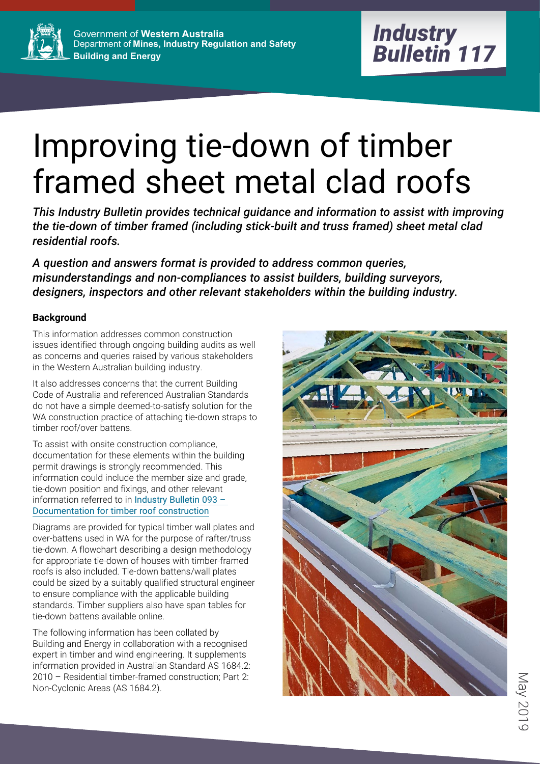Government of **Western Australia**
Department of **Mines, Industry Regulation and Safety**
**Building and Energy**

***Industry Bulletin 117***

# Improving tie-down of timber framed sheet metal clad roofs

***This Industry Bulletin provides technical guidance and information to assist with improving the tie-down of timber framed (including stick-built and truss framed) sheet metal clad residential roofs.***

***A question and answers format is provided to address common queries, misunderstandings and non-compliances to assist builders, building surveyors, designers, inspectors and other relevant stakeholders within the building industry.***

### Background

This information addresses common construction issues identified through ongoing building audits as well as concerns and queries raised by various stakeholders in the Western Australian building industry.

It also addresses concerns that the current Building Code of Australia and referenced Australian Standards do not have a simple deemed-to-satisfy solution for the WA construction practice of attaching tie-down straps to timber roof/over battens.

To assist with onsite construction compliance, documentation for these elements within the building permit drawings is strongly recommended. This information could include the member size and grade, tie-down position and fixings, and other relevant information referred to in Industry Bulletin 093 – Documentation for timber roof construction

Diagrams are provided for typical timber wall plates and over-battens used in WA for the purpose of rafter/truss tie-down. A flowchart describing a design methodology for appropriate tie-down of houses with timber-framed roofs is also included. Tie-down battens/wall plates could be sized by a suitably qualified structural engineer to ensure compliance with the applicable building standards. Timber suppliers also have span tables for tie-down battens available online.

The following information has been collated by Building and Energy in collaboration with a recognised expert in timber and wind engineering. It supplements information provided in Australian Standard AS 1684.2: 2010 – Residential timber-framed construction; Part 2: Non-Cyclonic Areas (AS 1684.2).

May 2019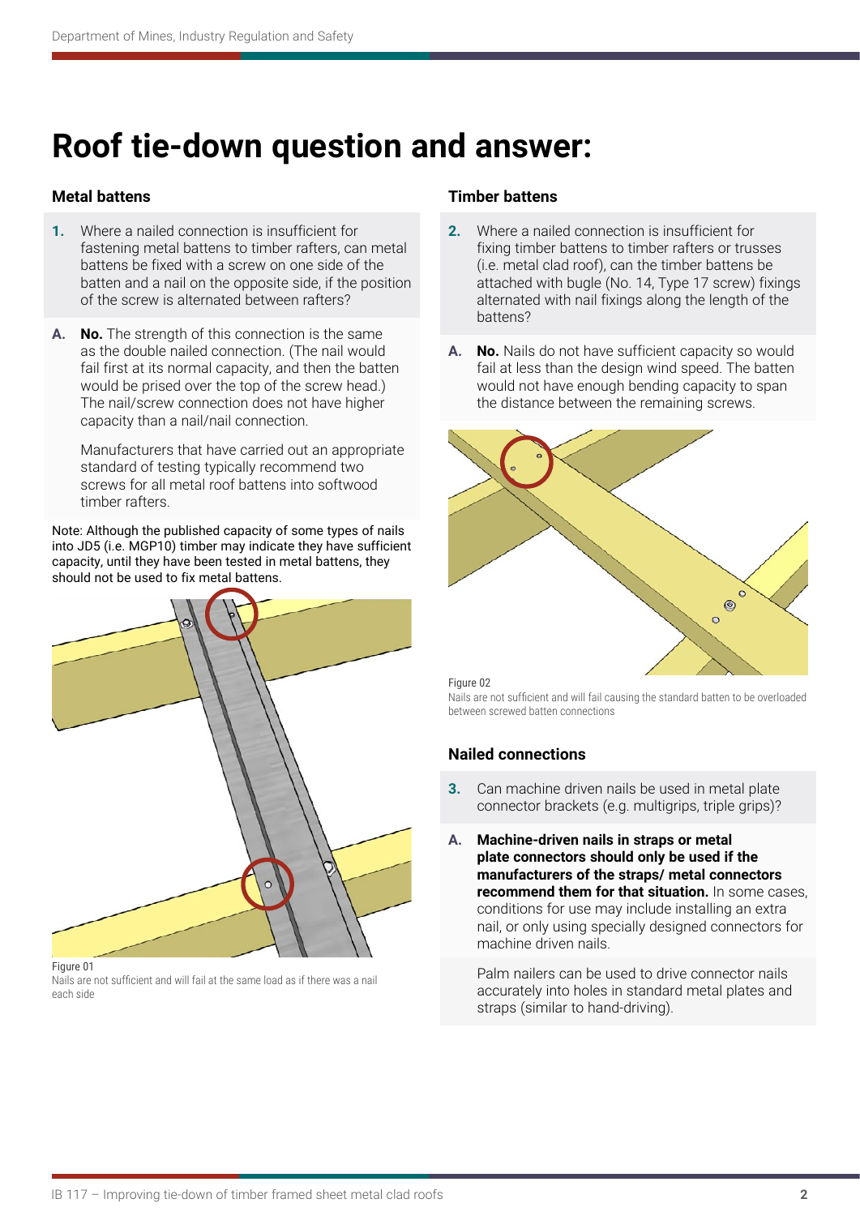# Roof tie-down question and answer:

## Metal battens

**1.** Where a nailed connection is insufficient for fastening metal battens to timber rafters, can metal battens be fixed with a screw on one side of the batten and a nail on the opposite side, if the position of the screw is alternated between rafters?

**A.** **No.** The strength of this connection is the same as the double nailed connection. (The nail would fail first at its normal capacity, and then the batten would be prised over the top of the screw head.) The nail/screw connection does not have higher capacity than a nail/nail connection.

Manufacturers that have carried out an appropriate standard of testing typically recommend two screws for all metal roof battens into softwood timber rafters.

Note: Although the published capacity of some types of nails into JD5 (i.e. MGP10) timber may indicate they have sufficient capacity, until they have been tested in metal battens, they should not be used to fix metal battens.

Figure 01
Nails are not sufficient and will fail at the same load as if there was a nail each side

## Timber battens

**2.** Where a nailed connection is insufficient for fixing timber battens to timber rafters or trusses (i.e. metal clad roof), can the timber battens be attached with bugle (No. 14, Type 17 screw) fixings alternated with nail fixings along the length of the battens?

**A.** **No.** Nails do not have sufficient capacity so would fail at less than the design wind speed. The batten would not have enough bending capacity to span the distance between the remaining screws.

Figure 02
Nails are not sufficient and will fail causing the standard batten to be overloaded between screwed batten connections

## Nailed connections

**3.** Can machine driven nails be used in metal plate connector brackets (e.g. multigrips, triple grips)?

**A.** **Machine-driven nails in straps or metal plate connectors should only be used if the manufacturers of the straps/ metal connectors recommend them for that situation.** In some cases, conditions for use may include installing an extra nail, or only using specially designed connectors for machine driven nails.

Palm nailers can be used to drive connector nails accurately into holes in standard metal plates and straps (similar to hand-driving).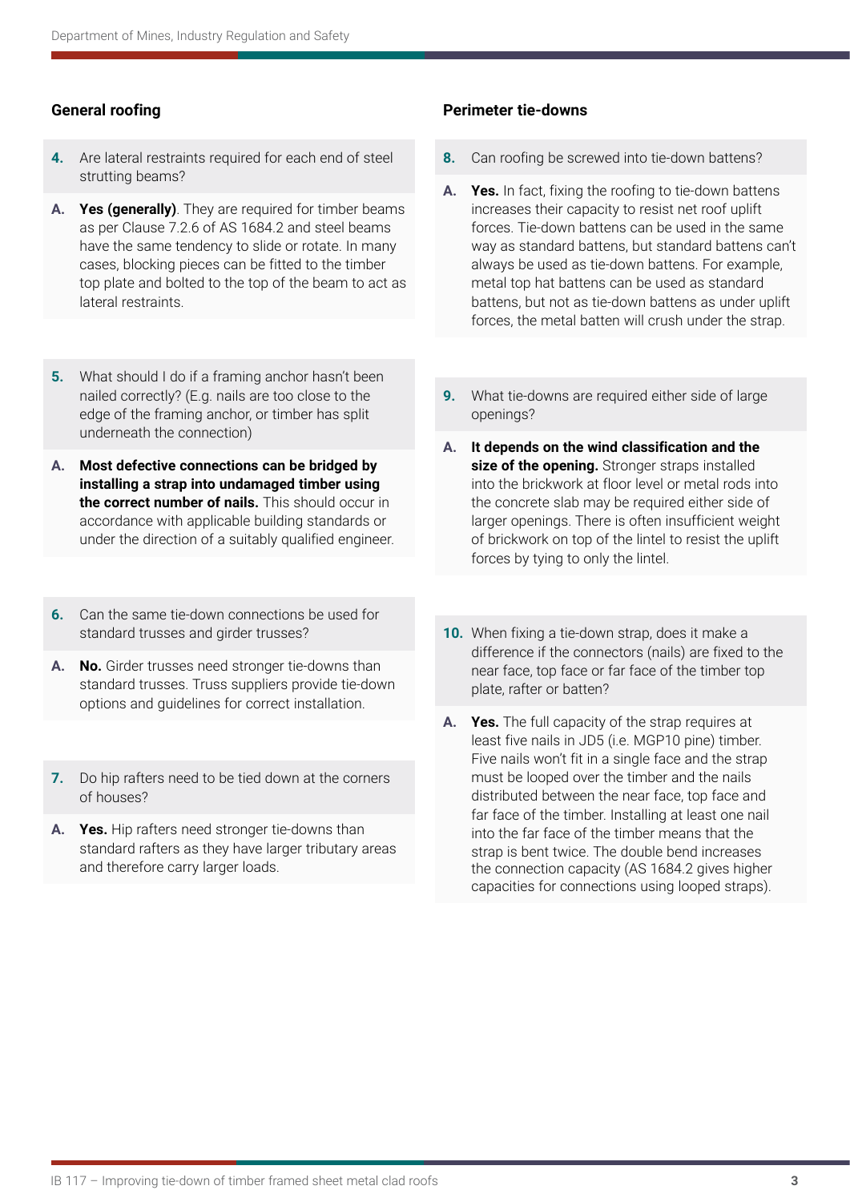## General roofing

**4.** Are lateral restraints required for each end of steel strutting beams?

**A.** **Yes (generally)**. They are required for timber beams as per Clause 7.2.6 of AS 1684.2 and steel beams have the same tendency to slide or rotate. In many cases, blocking pieces can be fitted to the timber top plate and bolted to the top of the beam to act as lateral restraints.

**5.** What should I do if a framing anchor hasn't been nailed correctly? (E.g. nails are too close to the edge of the framing anchor, or timber has split underneath the connection)

**A.** **Most defective connections can be bridged by installing a strap into undamaged timber using the correct number of nails.** This should occur in accordance with applicable building standards or under the direction of a suitably qualified engineer.

**6.** Can the same tie-down connections be used for standard trusses and girder trusses?

**A.** **No.** Girder trusses need stronger tie-downs than standard trusses. Truss suppliers provide tie-down options and guidelines for correct installation.

**7.** Do hip rafters need to be tied down at the corners of houses?

**A.** **Yes.** Hip rafters need stronger tie-downs than standard rafters as they have larger tributary areas and therefore carry larger loads.

## Perimeter tie-downs

**8.** Can roofing be screwed into tie-down battens?

**A.** **Yes.** In fact, fixing the roofing to tie-down battens increases their capacity to resist net roof uplift forces. Tie-down battens can be used in the same way as standard battens, but standard battens can't always be used as tie-down battens. For example, metal top hat battens can be used as standard battens, but not as tie-down battens as under uplift forces, the metal batten will crush under the strap.

**9.** What tie-downs are required either side of large openings?

**A.** **It depends on the wind classification and the size of the opening.** Stronger straps installed into the brickwork at floor level or metal rods into the concrete slab may be required either side of larger openings. There is often insufficient weight of brickwork on top of the lintel to resist the uplift forces by tying to only the lintel.

**10.** When fixing a tie-down strap, does it make a difference if the connectors (nails) are fixed to the near face, top face or far face of the timber top plate, rafter or batten?

**A.** **Yes.** The full capacity of the strap requires at least five nails in JD5 (i.e. MGP10 pine) timber. Five nails won't fit in a single face and the strap must be looped over the timber and the nails distributed between the near face, top face and far face of the timber. Installing at least one nail into the far face of the timber means that the strap is bent twice. The double bend increases the connection capacity (AS 1684.2 gives higher capacities for connections using looped straps).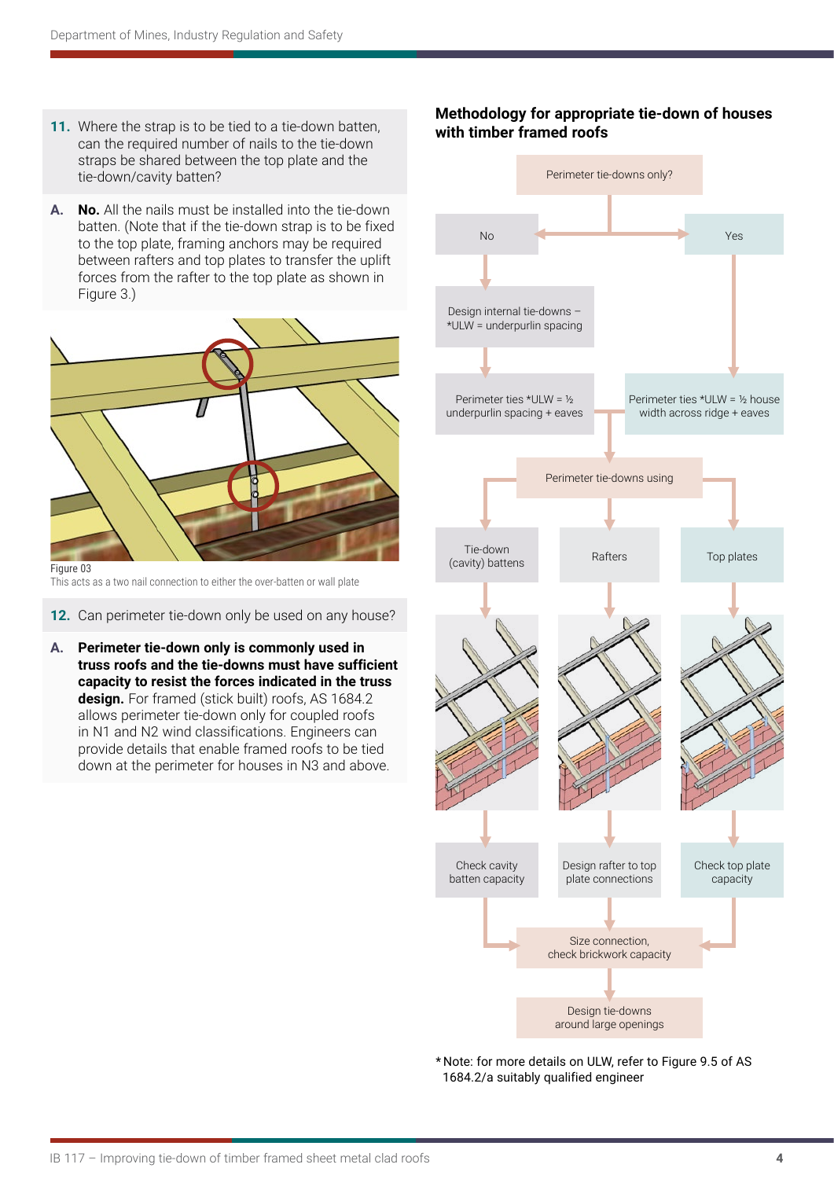**11.** Where the strap is to be tied to a tie-down batten, can the required number of nails to the tie-down straps be shared between the top plate and the tie-down/cavity batten?

**A.** **No.** All the nails must be installed into the tie-down batten. (Note that if the tie-down strap is to be fixed to the top plate, framing anchors may be required between rafters and top plates to transfer the uplift forces from the rafter to the top plate as shown in Figure 3.)

Figure 03
This acts as a two nail connection to either the over-batten or wall plate

**12.** Can perimeter tie-down only be used on any house?

**A.** **Perimeter tie-down only is commonly used in truss roofs and the tie-downs must have sufficient capacity to resist the forces indicated in the truss design.** For framed (stick built) roofs, AS 1684.2 allows perimeter tie-down only for coupled roofs in N1 and N2 wind classifications. Engineers can provide details that enable framed roofs to be tied down at the perimeter for houses in N3 and above.

## Methodology for appropriate tie-down of houses with timber framed roofs

Perimeter tie-downs only?

- No → Design internal tie-downs – *ULW = underpurlin spacing → Perimeter ties *ULW = ½ underpurlin spacing + eaves
- Yes → Perimeter ties *ULW = ½ house width across ridge + eaves

Perimeter tie-downs using

- Tie-down (cavity) battens → Check cavity batten capacity
- Rafters → Design rafter to top plate connections
- Top plates → Check top plate capacity

Size connection, check brickwork capacity

Design tie-downs around large openings

*Note: for more details on ULW, refer to Figure 9.5 of AS 1684.2/a suitably qualified engineer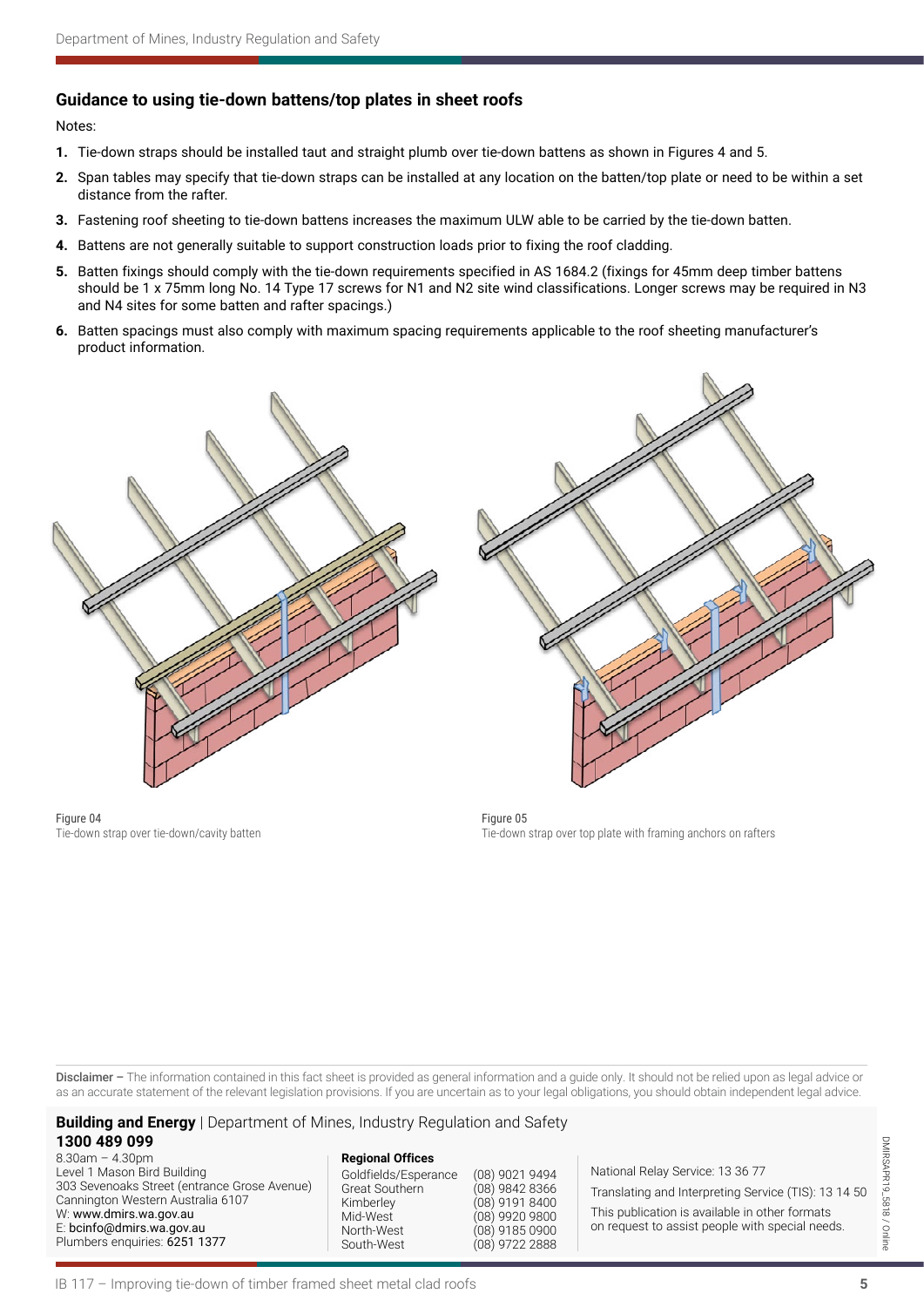## Guidance to using tie-down battens/top plates in sheet roofs

Notes:

1. Tie-down straps should be installed taut and straight plumb over tie-down battens as shown in Figures 4 and 5.
2. Span tables may specify that tie-down straps can be installed at any location on the batten/top plate or need to be within a set distance from the rafter.
3. Fastening roof sheeting to tie-down battens increases the maximum ULW able to be carried by the tie-down batten.
4. Battens are not generally suitable to support construction loads prior to fixing the roof cladding.
5. Batten fixings should comply with the tie-down requirements specified in AS 1684.2 (fixings for 45mm deep timber battens should be 1 x 75mm long No. 14 Type 17 screws for N1 and N2 site wind classifications. Longer screws may be required in N3 and N4 sites for some batten and rafter spacings.)
6. Batten spacings must also comply with maximum spacing requirements applicable to the roof sheeting manufacturer's product information.

Figure 04
Tie-down strap over tie-down/cavity batten

Figure 05
Tie-down strap over top plate with framing anchors on rafters

**Disclaimer –** The information contained in this fact sheet is provided as general information and a guide only. It should not be relied upon as legal advice or as an accurate statement of the relevant legislation provisions. If you are uncertain as to your legal obligations, you should obtain independent legal advice.

**Building and Energy** | Department of Mines, Industry Regulation and Safety
**1300 489 099**
8.30am – 4.30pm
Level 1 Mason Bird Building
303 Sevenoaks Street (entrance Grose Avenue)
Cannington Western Australia 6107
W: www.dmirs.wa.gov.au
E: bcinfo@dmirs.wa.gov.au
Plumbers enquiries: 6251 1377

**Regional Offices**

| | |
|---|---|
| Goldfields/Esperance | (08) 9021 9494 |
| Great Southern | (08) 9842 8366 |
| Kimberley | (08) 9191 8400 |
| Mid-West | (08) 9920 9800 |
| North-West | (08) 9185 0900 |
| South-West | (08) 9722 2888 |

National Relay Service: 13 36 77

Translating and Interpreting Service (TIS): 13 14 50

This publication is available in other formats on request to assist people with special needs.

DMIRSAPR19_5818 / Online